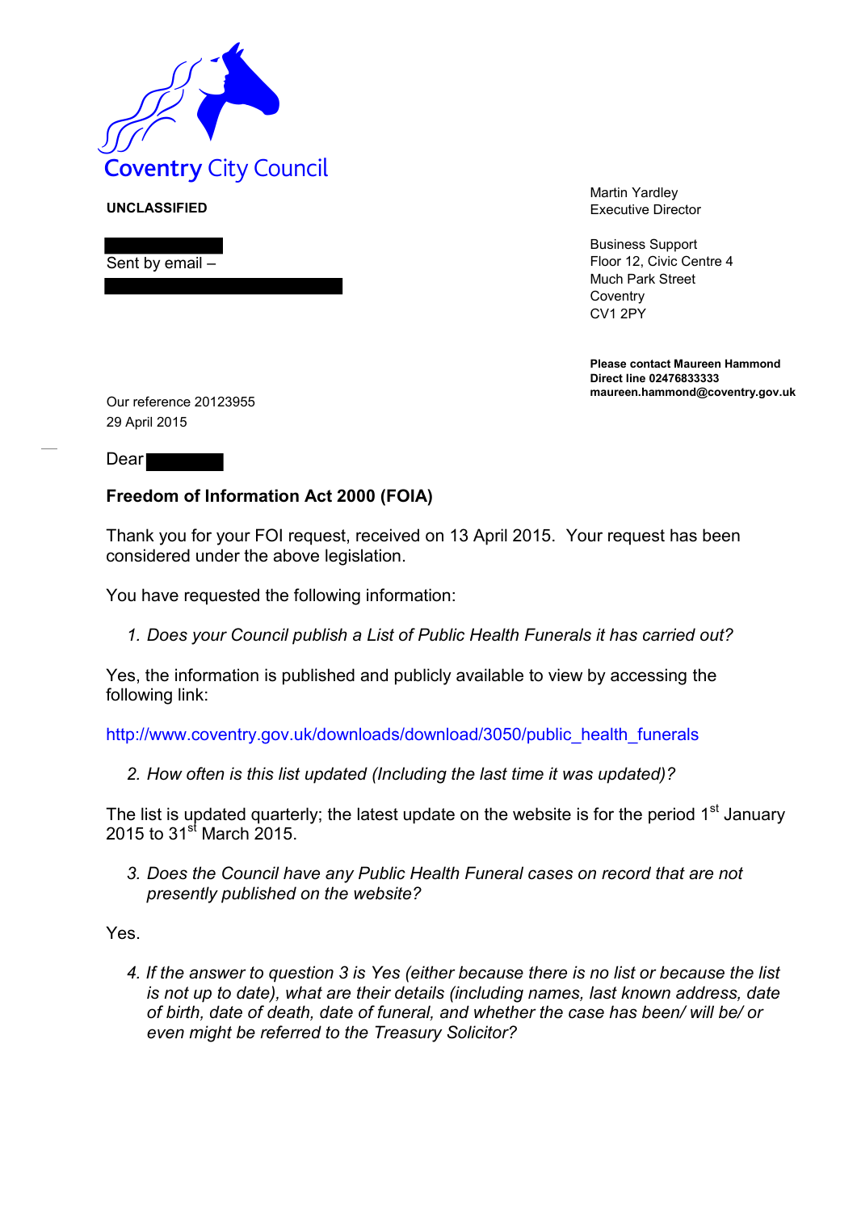Coventry City Council

**UNCLASSIFIED**

Sent by email –

Martin Yardley
Executive Director

Business Support
Floor 12, Civic Centre 4
Much Park Street
Coventry
CV1 2PY

**Please contact Maureen Hammond**
**Direct line 02476833333**
**maureen.hammond@coventry.gov.uk**

Our reference 20123955
29 April 2015

Dear

**Freedom of Information Act 2000 (FOIA)**

Thank you for your FOI request, received on 13 April 2015. Your request has been considered under the above legislation.

You have requested the following information:

1. *Does your Council publish a List of Public Health Funerals it has carried out?*

Yes, the information is published and publicly available to view by accessing the following link:

http://www.coventry.gov.uk/downloads/download/3050/public_health_funerals

2. *How often is this list updated (Including the last time it was updated)?*

The list is updated quarterly; the latest update on the website is for the period 1st January 2015 to 31st March 2015.

3. *Does the Council have any Public Health Funeral cases on record that are not presently published on the website?*

Yes.

4. *If the answer to question 3 is Yes (either because there is no list or because the list is not up to date), what are their details (including names, last known address, date of birth, date of death, date of funeral, and whether the case has been/ will be/ or even might be referred to the Treasury Solicitor?*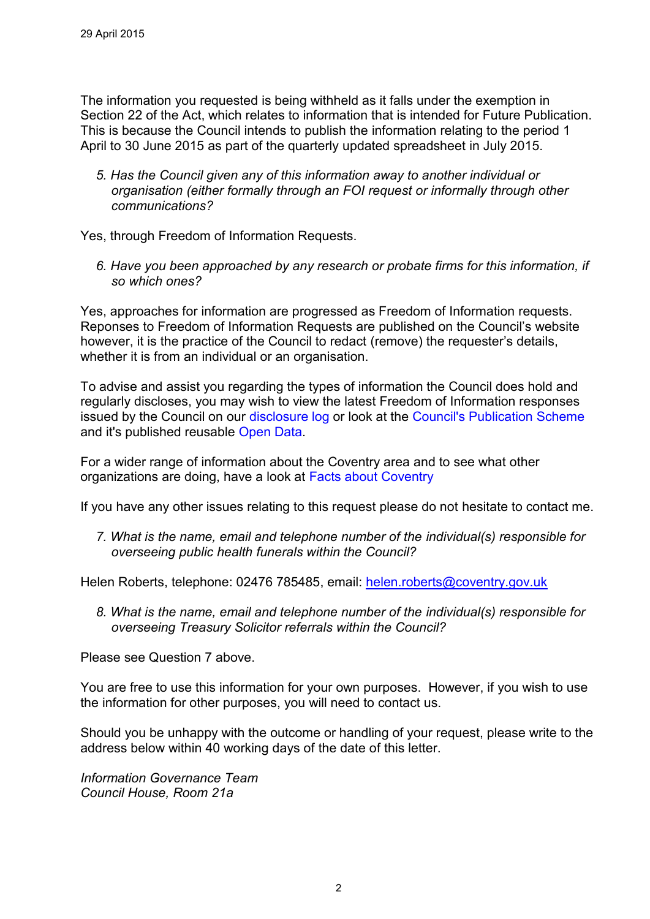29 April 2015

The information you requested is being withheld as it falls under the exemption in Section 22 of the Act, which relates to information that is intended for Future Publication. This is because the Council intends to publish the information relating to the period 1 April to 30 June 2015 as part of the quarterly updated spreadsheet in July 2015.

5. *Has the Council given any of this information away to another individual or organisation (either formally through an FOI request or informally through other communications?*

Yes, through Freedom of Information Requests.

6. *Have you been approached by any research or probate firms for this information, if so which ones?*

Yes, approaches for information are progressed as Freedom of Information requests. Reponses to Freedom of Information Requests are published on the Council's website however, it is the practice of the Council to redact (remove) the requester's details, whether it is from an individual or an organisation.

To advise and assist you regarding the types of information the Council does hold and regularly discloses, you may wish to view the latest Freedom of Information responses issued by the Council on our disclosure log or look at the Council's Publication Scheme and it's published reusable Open Data.

For a wider range of information about the Coventry area and to see what other organizations are doing, have a look at Facts about Coventry

If you have any other issues relating to this request please do not hesitate to contact me.

7. *What is the name, email and telephone number of the individual(s) responsible for overseeing public health funerals within the Council?*

Helen Roberts, telephone: 02476 785485, email: helen.roberts@coventry.gov.uk

8. *What is the name, email and telephone number of the individual(s) responsible for overseeing Treasury Solicitor referrals within the Council?*

Please see Question 7 above.

You are free to use this information for your own purposes. However, if you wish to use the information for other purposes, you will need to contact us.

Should you be unhappy with the outcome or handling of your request, please write to the address below within 40 working days of the date of this letter.

*Information Governance Team*
*Council House, Room 21a*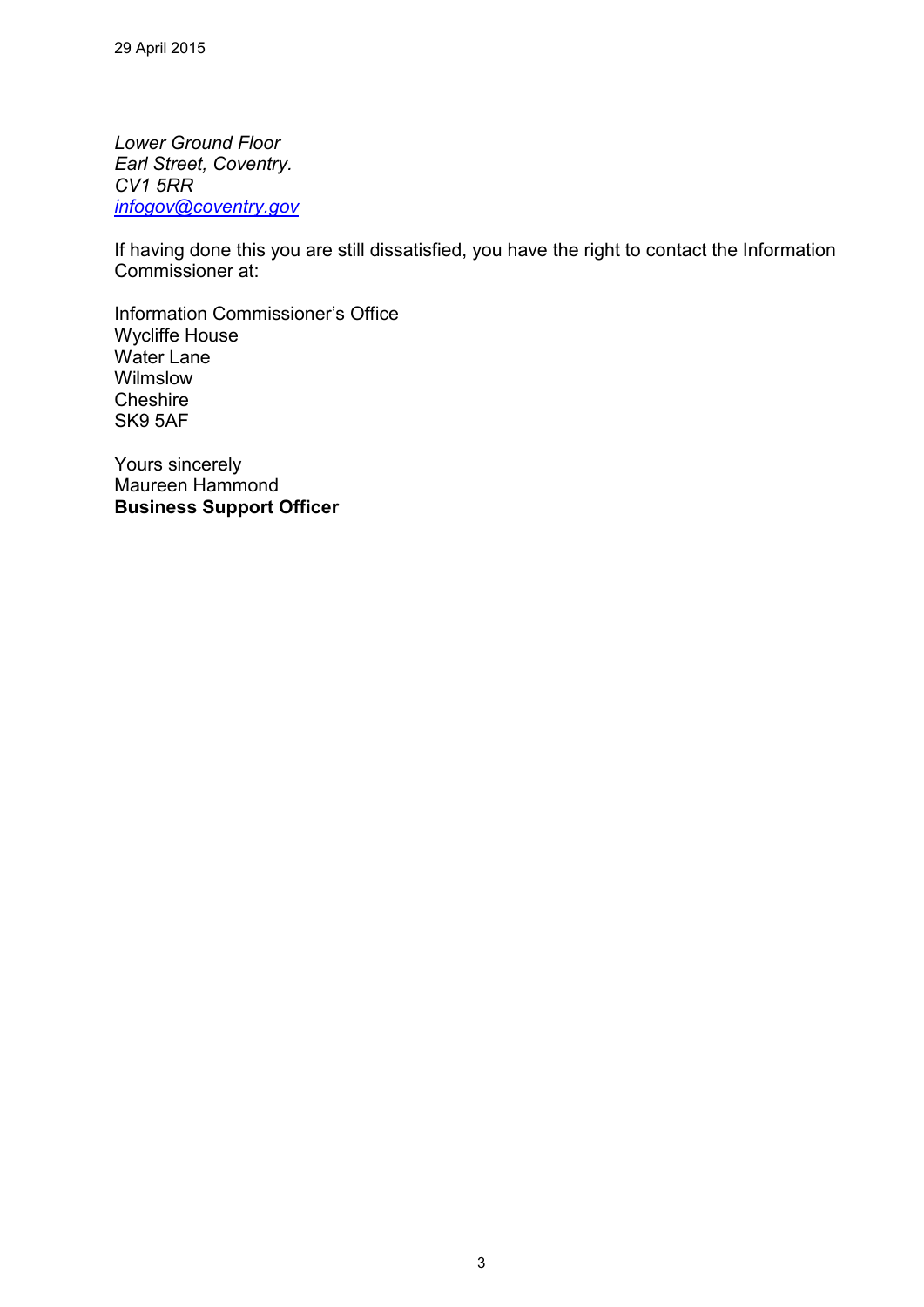*Lower Ground Floor*
*Earl Street, Coventry.*
*CV1 5RR*
*infogov@coventry.gov*

If having done this you are still dissatisfied, you have the right to contact the Information Commissioner at:

Information Commissioner's Office
Wycliffe House
Water Lane
Wilmslow
Cheshire
SK9 5AF

Yours sincerely
Maureen Hammond
**Business Support Officer**